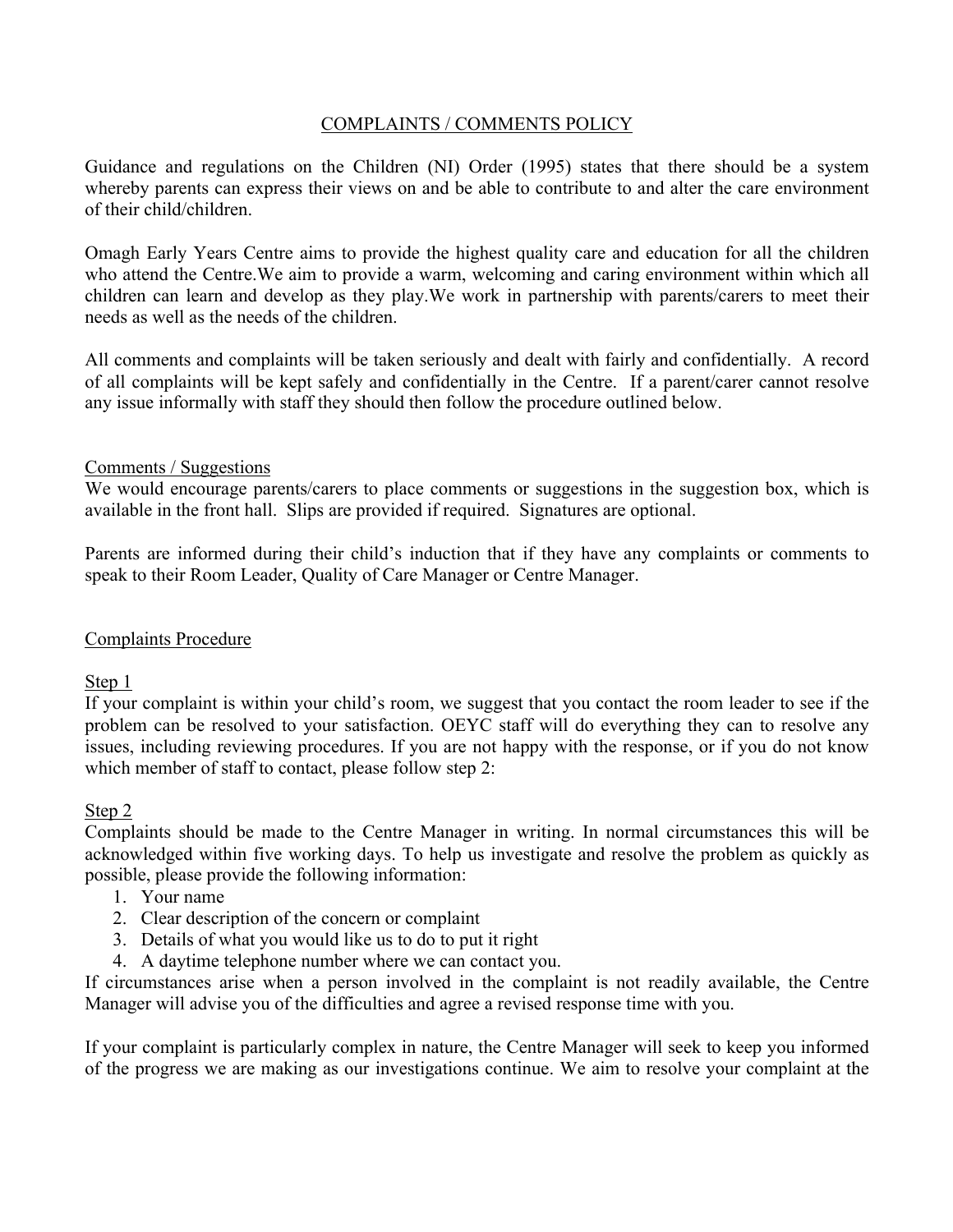# COMPLAINTS / COMMENTS POLICY

Guidance and regulations on the Children (NI) Order (1995) states that there should be a system whereby parents can express their views on and be able to contribute to and alter the care environment of their child/children.

Omagh Early Years Centre aims to provide the highest quality care and education for all the children who attend the Centre.We aim to provide a warm, welcoming and caring environment within which all children can learn and develop as they play.We work in partnership with parents/carers to meet their needs as well as the needs of the children.

All comments and complaints will be taken seriously and dealt with fairly and confidentially. A record of all complaints will be kept safely and confidentially in the Centre. If a parent/carer cannot resolve any issue informally with staff they should then follow the procedure outlined below.

## Comments / Suggestions

We would encourage parents/carers to place comments or suggestions in the suggestion box, which is available in the front hall. Slips are provided if required. Signatures are optional.

Parents are informed during their child's induction that if they have any complaints or comments to speak to their Room Leader, Quality of Care Manager or Centre Manager.

## Complaints Procedure

### Step 1

If your complaint is within your child's room, we suggest that you contact the room leader to see if the problem can be resolved to your satisfaction. OEYC staff will do everything they can to resolve any issues, including reviewing procedures. If you are not happy with the response, or if you do not know which member of staff to contact, please follow step 2:

### Step 2

Complaints should be made to the Centre Manager in writing. In normal circumstances this will be acknowledged within five working days. To help us investigate and resolve the problem as quickly as possible, please provide the following information:

1. Your name
2. Clear description of the concern or complaint
3. Details of what you would like us to do to put it right
4. A daytime telephone number where we can contact you.

If circumstances arise when a person involved in the complaint is not readily available, the Centre Manager will advise you of the difficulties and agree a revised response time with you.

If your complaint is particularly complex in nature, the Centre Manager will seek to keep you informed of the progress we are making as our investigations continue. We aim to resolve your complaint at the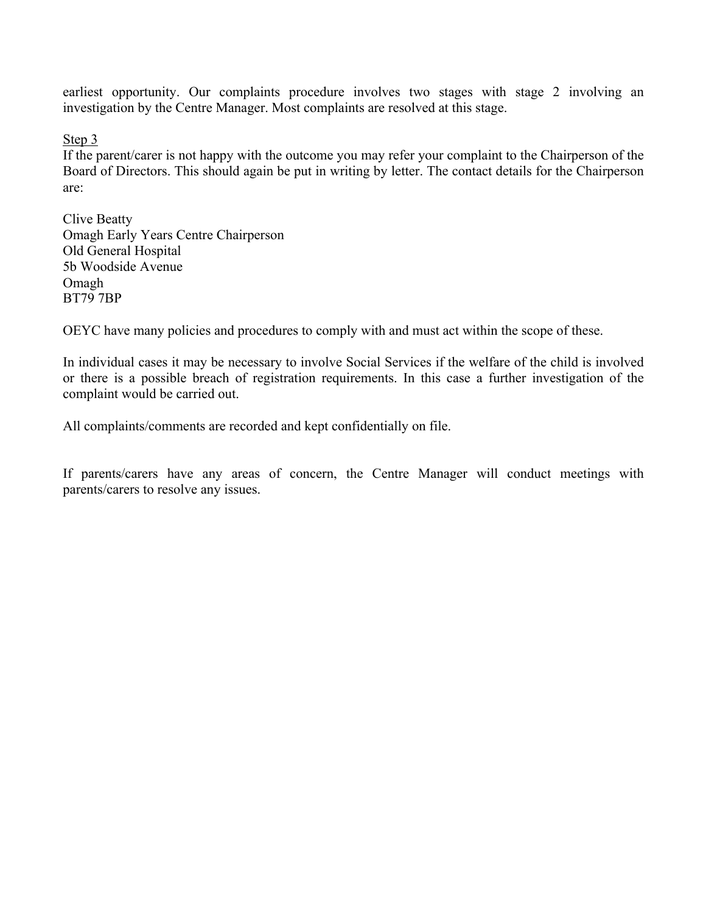earliest opportunity. Our complaints procedure involves two stages with stage 2 involving an investigation by the Centre Manager. Most complaints are resolved at this stage.

<u>Step 3</u>

If the parent/carer is not happy with the outcome you may refer your complaint to the Chairperson of the Board of Directors. This should again be put in writing by letter. The contact details for the Chairperson are:

Clive Beatty
Omagh Early Years Centre Chairperson
Old General Hospital
5b Woodside Avenue
Omagh
BT79 7BP

OEYC have many policies and procedures to comply with and must act within the scope of these.

In individual cases it may be necessary to involve Social Services if the welfare of the child is involved or there is a possible breach of registration requirements. In this case a further investigation of the complaint would be carried out.

All complaints/comments are recorded and kept confidentially on file.

If parents/carers have any areas of concern, the Centre Manager will conduct meetings with parents/carers to resolve any issues.